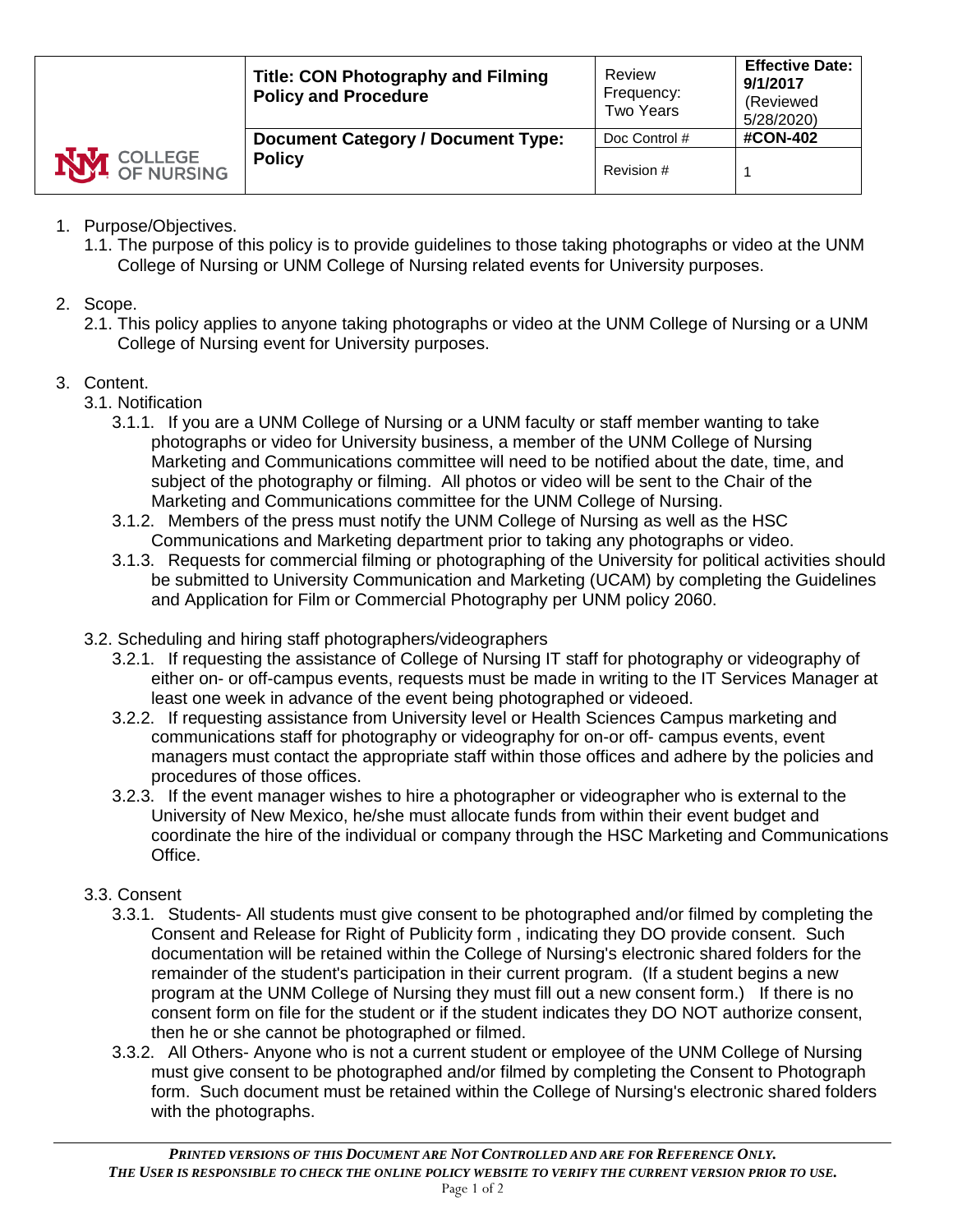| COLLEGE OF NURSING | **Title: CON Photography and Filming Policy and Procedure** | Review Frequency: Two Years | **Effective Date: 9/1/2017** (Reviewed 5/28/2020) |
|---|---|---|---|
| | **Document Category / Document Type: Policy** | Doc Control # | **#CON-402** |
| | | Revision # | 1 |

1. Purpose/Objectives.
   1.1. The purpose of this policy is to provide guidelines to those taking photographs or video at the UNM College of Nursing or UNM College of Nursing related events for University purposes.

2. Scope.
   2.1. This policy applies to anyone taking photographs or video at the UNM College of Nursing or a UNM College of Nursing event for University purposes.

3. Content.
   3.1. Notification
      3.1.1. If you are a UNM College of Nursing or a UNM faculty or staff member wanting to take photographs or video for University business, a member of the UNM College of Nursing Marketing and Communications committee will need to be notified about the date, time, and subject of the photography or filming. All photos or video will be sent to the Chair of the Marketing and Communications committee for the UNM College of Nursing.
      3.1.2. Members of the press must notify the UNM College of Nursing as well as the HSC Communications and Marketing department prior to taking any photographs or video.
      3.1.3. Requests for commercial filming or photographing of the University for political activities should be submitted to University Communication and Marketing (UCAM) by completing the Guidelines and Application for Film or Commercial Photography per UNM policy 2060.

   3.2. Scheduling and hiring staff photographers/videographers
      3.2.1. If requesting the assistance of College of Nursing IT staff for photography or videography of either on- or off-campus events, requests must be made in writing to the IT Services Manager at least one week in advance of the event being photographed or videoed.
      3.2.2. If requesting assistance from University level or Health Sciences Campus marketing and communications staff for photography or videography for on-or off- campus events, event managers must contact the appropriate staff within those offices and adhere by the policies and procedures of those offices.
      3.2.3. If the event manager wishes to hire a photographer or videographer who is external to the University of New Mexico, he/she must allocate funds from within their event budget and coordinate the hire of the individual or company through the HSC Marketing and Communications Office.

   3.3. Consent
      3.3.1. Students- All students must give consent to be photographed and/or filmed by completing the Consent and Release for Right of Publicity form , indicating they DO provide consent. Such documentation will be retained within the College of Nursing's electronic shared folders for the remainder of the student's participation in their current program. (If a student begins a new program at the UNM College of Nursing they must fill out a new consent form.) If there is no consent form on file for the student or if the student indicates they DO NOT authorize consent, then he or she cannot be photographed or filmed.
      3.3.2. All Others- Anyone who is not a current student or employee of the UNM College of Nursing must give consent to be photographed and/or filmed by completing the Consent to Photograph form. Such document must be retained within the College of Nursing's electronic shared folders with the photographs.

*PRINTED VERSIONS OF THIS DOCUMENT ARE NOT CONTROLLED AND ARE FOR REFERENCE ONLY.*
*THE USER IS RESPONSIBLE TO CHECK THE ONLINE POLICY WEBSITE TO VERIFY THE CURRENT VERSION PRIOR TO USE.*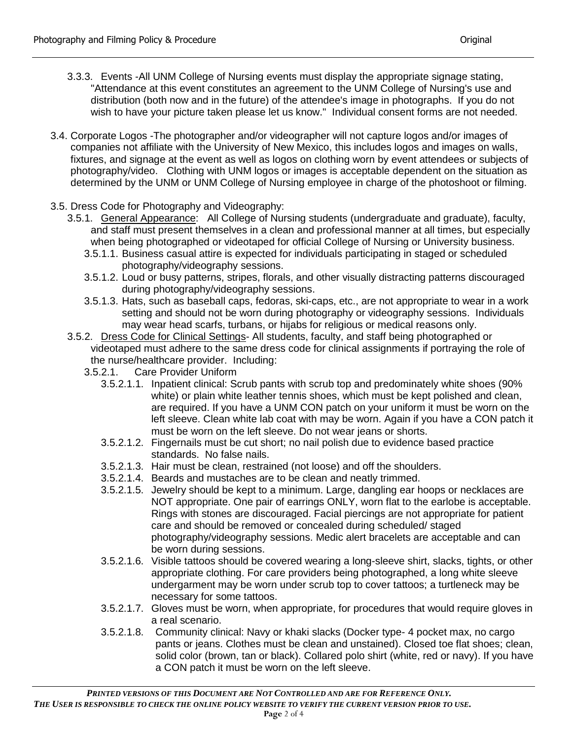3.3.3. Events -All UNM College of Nursing events must display the appropriate signage stating, "Attendance at this event constitutes an agreement to the UNM College of Nursing's use and distribution (both now and in the future) of the attendee's image in photographs. If you do not wish to have your picture taken please let us know." Individual consent forms are not needed.

3.4. Corporate Logos -The photographer and/or videographer will not capture logos and/or images of companies not affiliate with the University of New Mexico, this includes logos and images on walls, fixtures, and signage at the event as well as logos on clothing worn by event attendees or subjects of photography/video. Clothing with UNM logos or images is acceptable dependent on the situation as determined by the UNM or UNM College of Nursing employee in charge of the photoshoot or filming.

3.5. Dress Code for Photography and Videography:

3.5.1. General Appearance: All College of Nursing students (undergraduate and graduate), faculty, and staff must present themselves in a clean and professional manner at all times, but especially when being photographed or videotaped for official College of Nursing or University business.

3.5.1.1. Business casual attire is expected for individuals participating in staged or scheduled photography/videography sessions.

3.5.1.2. Loud or busy patterns, stripes, florals, and other visually distracting patterns discouraged during photography/videography sessions.

3.5.1.3. Hats, such as baseball caps, fedoras, ski-caps, etc., are not appropriate to wear in a work setting and should not be worn during photography or videography sessions. Individuals may wear head scarfs, turbans, or hijabs for religious or medical reasons only.

3.5.2. Dress Code for Clinical Settings- All students, faculty, and staff being photographed or videotaped must adhere to the same dress code for clinical assignments if portraying the role of the nurse/healthcare provider. Including:

3.5.2.1. Care Provider Uniform

3.5.2.1.1. Inpatient clinical: Scrub pants with scrub top and predominately white shoes (90% white) or plain white leather tennis shoes, which must be kept polished and clean, are required. If you have a UNM CON patch on your uniform it must be worn on the left sleeve. Clean white lab coat with may be worn. Again if you have a CON patch it must be worn on the left sleeve. Do not wear jeans or shorts.

3.5.2.1.2. Fingernails must be cut short; no nail polish due to evidence based practice standards. No false nails.

3.5.2.1.3. Hair must be clean, restrained (not loose) and off the shoulders.

3.5.2.1.4. Beards and mustaches are to be clean and neatly trimmed.

3.5.2.1.5. Jewelry should be kept to a minimum. Large, dangling ear hoops or necklaces are NOT appropriate. One pair of earrings ONLY, worn flat to the earlobe is acceptable. Rings with stones are discouraged. Facial piercings are not appropriate for patient care and should be removed or concealed during scheduled/ staged photography/videography sessions. Medic alert bracelets are acceptable and can be worn during sessions.

3.5.2.1.6. Visible tattoos should be covered wearing a long-sleeve shirt, slacks, tights, or other appropriate clothing. For care providers being photographed, a long white sleeve undergarment may be worn under scrub top to cover tattoos; a turtleneck may be necessary for some tattoos.

3.5.2.1.7. Gloves must be worn, when appropriate, for procedures that would require gloves in a real scenario.

3.5.2.1.8. Community clinical: Navy or khaki slacks (Docker type- 4 pocket max, no cargo pants or jeans. Clothes must be clean and unstained). Closed toe flat shoes; clean, solid color (brown, tan or black). Collared polo shirt (white, red or navy). If you have a CON patch it must be worn on the left sleeve.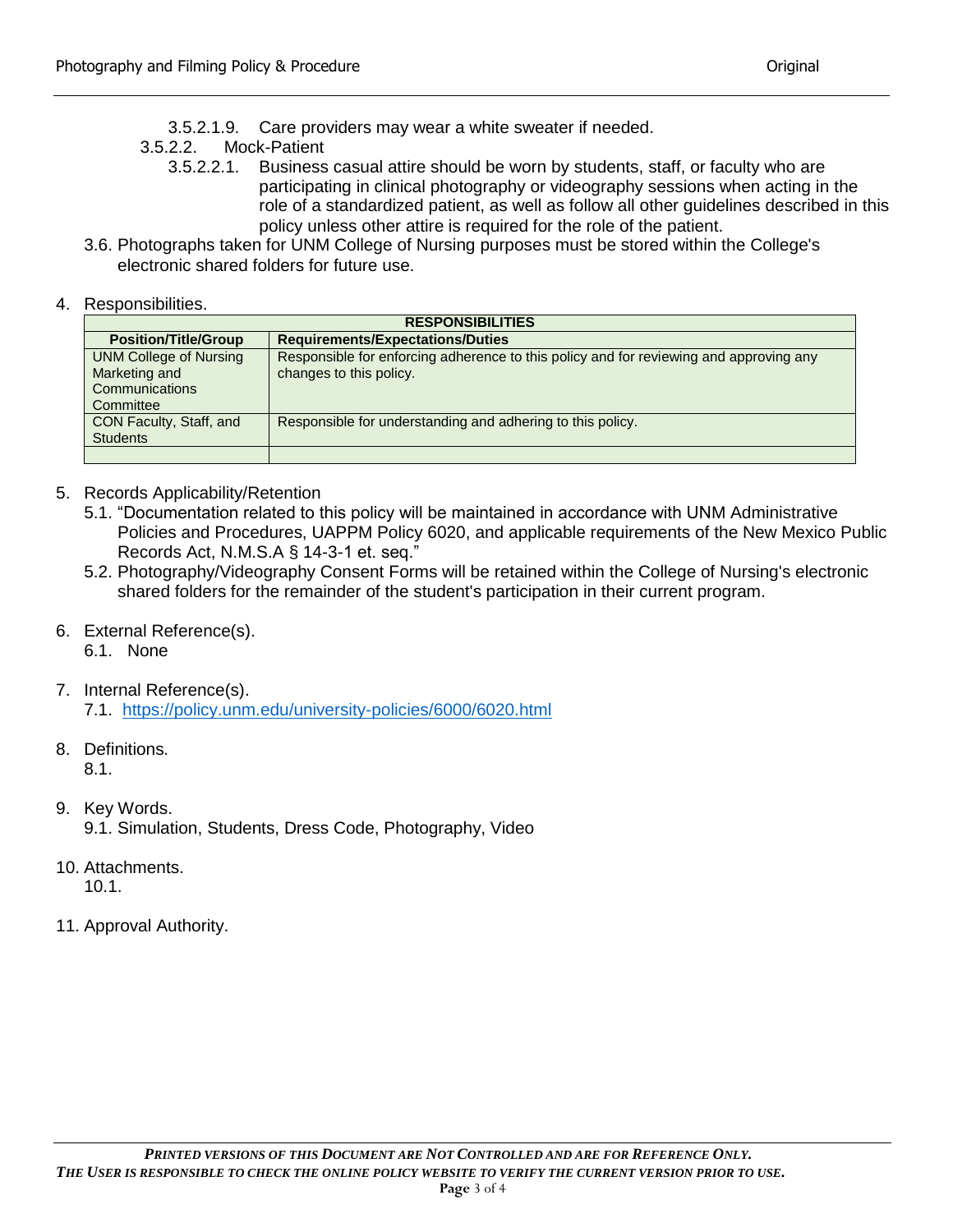3.5.2.1.9. Care providers may wear a white sweater if needed.

3.5.2.2. Mock-Patient

3.5.2.2.1. Business casual attire should be worn by students, staff, or faculty who are participating in clinical photography or videography sessions when acting in the role of a standardized patient, as well as follow all other guidelines described in this policy unless other attire is required for the role of the patient.

3.6. Photographs taken for UNM College of Nursing purposes must be stored within the College's electronic shared folders for future use.

4. Responsibilities.

| RESPONSIBILITIES | |
|---|---|
| **Position/Title/Group** | **Requirements/Expectations/Duties** |
| UNM College of Nursing Marketing and Communications Committee | Responsible for enforcing adherence to this policy and for reviewing and approving any changes to this policy. |
| CON Faculty, Staff, and Students | Responsible for understanding and adhering to this policy. |
| | |

5. Records Applicability/Retention

5.1. "Documentation related to this policy will be maintained in accordance with UNM Administrative Policies and Procedures, UAPPM Policy 6020, and applicable requirements of the New Mexico Public Records Act, N.M.S.A § 14-3-1 et. seq."

5.2. Photography/Videography Consent Forms will be retained within the College of Nursing's electronic shared folders for the remainder of the student's participation in their current program.

6. External Reference(s).

6.1. None

7. Internal Reference(s).

7.1. https://policy.unm.edu/university-policies/6000/6020.html

8. Definitions.

8.1.

9. Key Words.

9.1. Simulation, Students, Dress Code, Photography, Video

10. Attachments.

10.1.

11. Approval Authority.

*PRINTED VERSIONS OF THIS DOCUMENT ARE NOT CONTROLLED AND ARE FOR REFERENCE ONLY.*
*THE USER IS RESPONSIBLE TO CHECK THE ONLINE POLICY WEBSITE TO VERIFY THE CURRENT VERSION PRIOR TO USE.*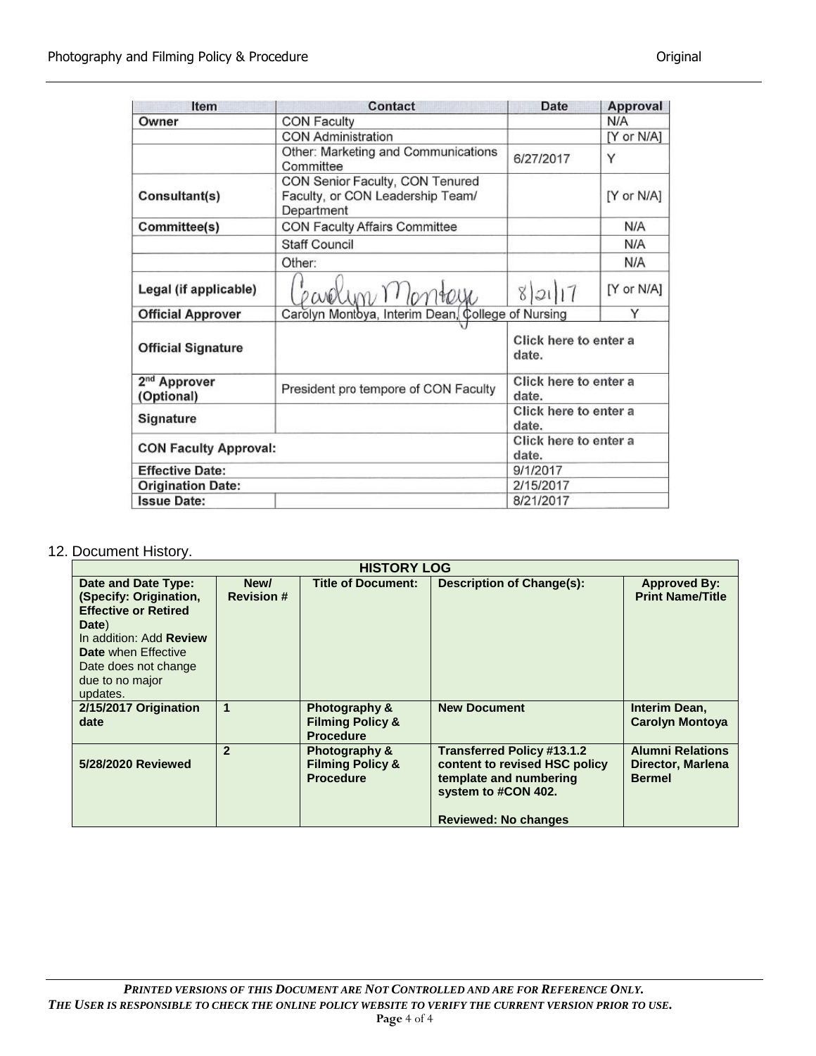| Item | Contact | Date | Approval |
|---|---|---|---|
| Owner | CON Faculty | | N/A |
| | CON Administration | | [Y or N/A] |
| | Other: Marketing and Communications Committee | 6/27/2017 | Y |
| Consultant(s) | CON Senior Faculty, CON Tenured Faculty, or CON Leadership Team/ Department | | [Y or N/A] |
| Committee(s) | CON Faculty Affairs Committee | | N/A |
| | Staff Council | | N/A |
| | Other: | | N/A |
| Legal (if applicable) | Carolyn Montoya | 8/21/17 | [Y or N/A] |
| Official Approver | Carolyn Montoya, Interim Dean, College of Nursing | | Y |
| Official Signature | | Click here to enter a date. | |
| 2nd Approver (Optional) | President pro tempore of CON Faculty | Click here to enter a date. | |
| Signature | | Click here to enter a date. | |
| CON Faculty Approval: | | Click here to enter a date. | |
| Effective Date: | | 9/1/2017 | |
| Origination Date: | | 2/15/2017 | |
| Issue Date: | | 8/21/2017 | |

12. Document History.

| HISTORY LOG | | | | |
|---|---|---|---|---|
| **Date and Date Type: (Specify: Origination, Effective or Retired Date)** In addition: Add **Review Date** when Effective Date does not change due to no major updates. | **New/ Revision #** | **Title of Document:** | **Description of Change(s):** | **Approved By: Print Name/Title** |
| **2/15/2017 Origination date** | **1** | **Photography & Filming Policy & Procedure** | **New Document** | **Interim Dean, Carolyn Montoya** |
| **5/28/2020 Reviewed** | **2** | **Photography & Filming Policy & Procedure** | **Transferred Policy #13.1.2 content to revised HSC policy template and numbering system to #CON 402.** **Reviewed: No changes** | **Alumni Relations Director, Marlena Bermel** |